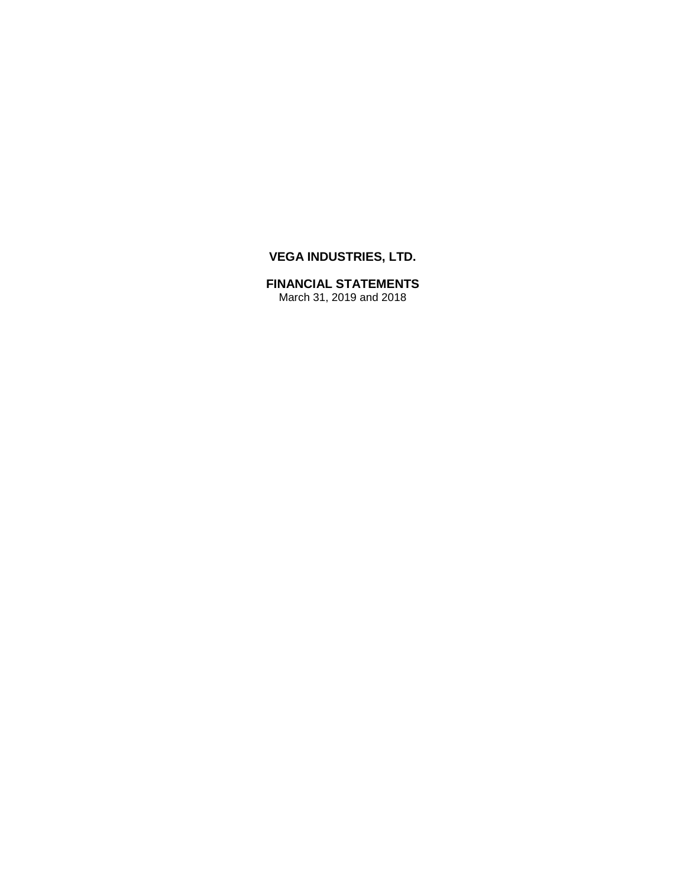# VEGA INDUSTRIES, LTD.

## FINANCIAL STATEMENTS

March 31, 2019 and 2018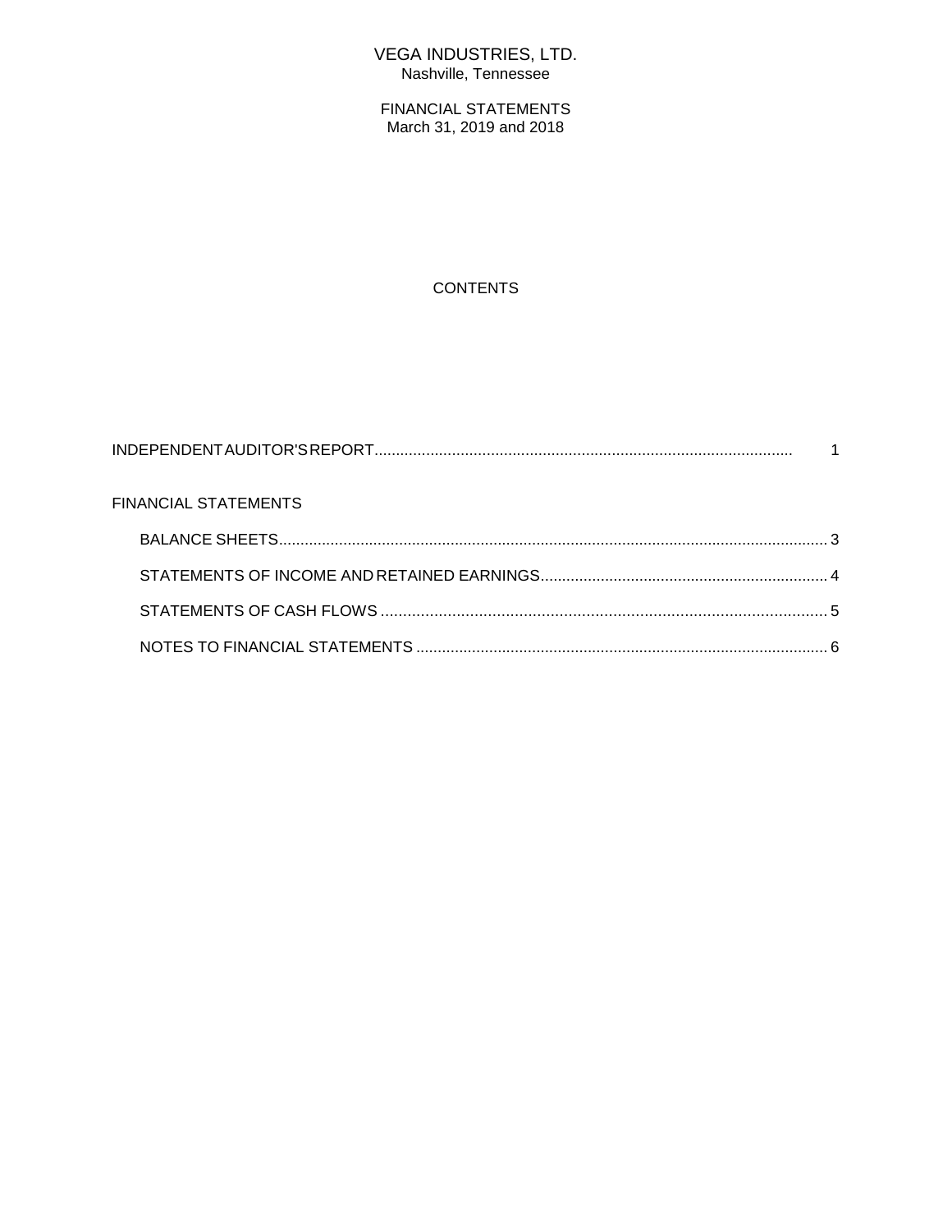# VEGA INDUSTRIES, LTD.

Nashville, Tennessee

## FINANCIAL STATEMENTS

March 31, 2019 and 2018

## CONTENTS

| | |
|---|---|
| INDEPENDENT AUDITOR'S REPORT | 1 |
| **FINANCIAL STATEMENTS** | |
| BALANCE SHEETS | 3 |
| STATEMENTS OF INCOME AND RETAINED EARNINGS | 4 |
| STATEMENTS OF CASH FLOWS | 5 |
| NOTES TO FINANCIAL STATEMENTS | 6 |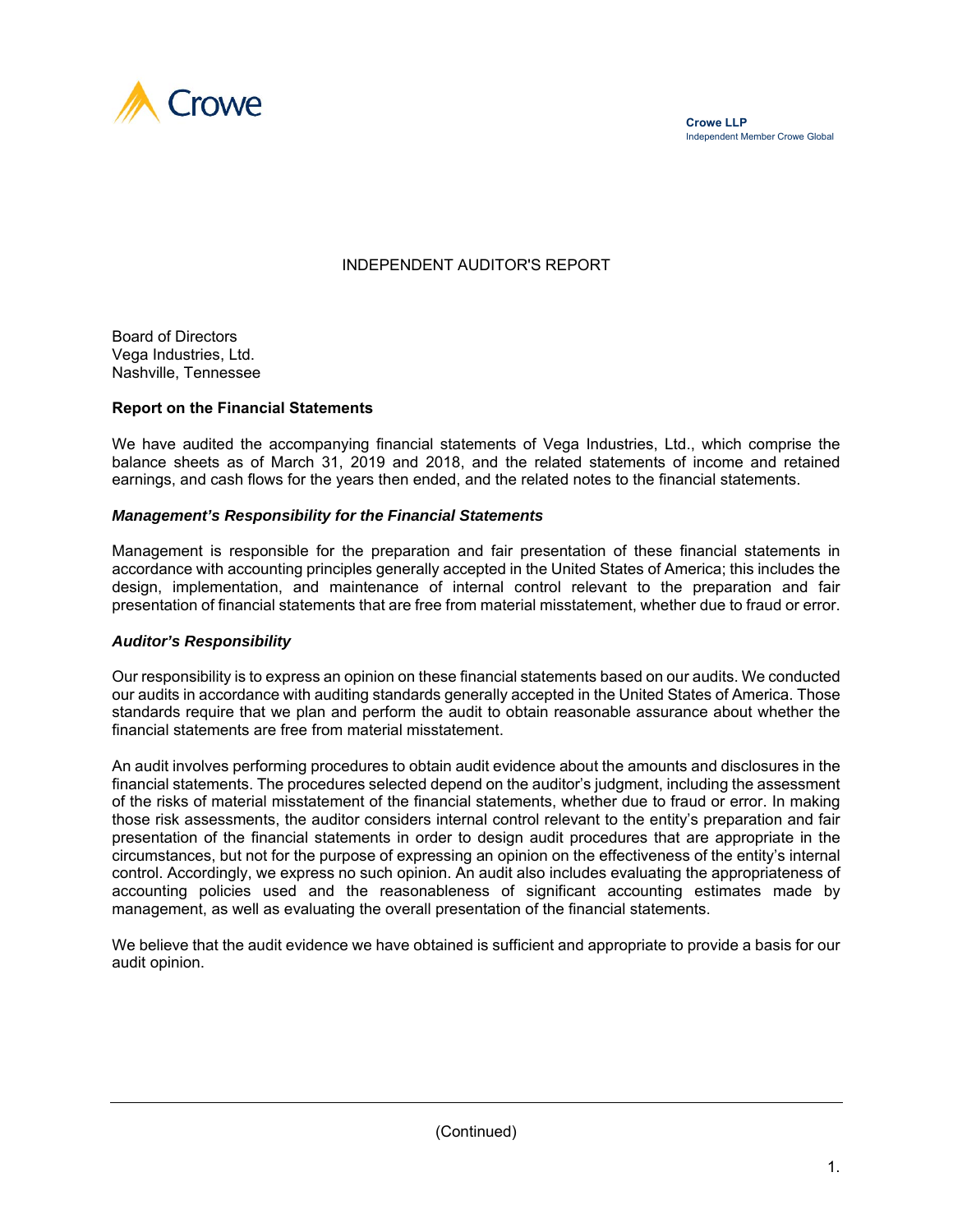Crowe

**Crowe LLP**
Independent Member Crowe Global

# INDEPENDENT AUDITOR'S REPORT

Board of Directors
Vega Industries, Ltd.
Nashville, Tennessee

## Report on the Financial Statements

We have audited the accompanying financial statements of Vega Industries, Ltd., which comprise the balance sheets as of March 31, 2019 and 2018, and the related statements of income and retained earnings, and cash flows for the years then ended, and the related notes to the financial statements.

### *Management's Responsibility for the Financial Statements*

Management is responsible for the preparation and fair presentation of these financial statements in accordance with accounting principles generally accepted in the United States of America; this includes the design, implementation, and maintenance of internal control relevant to the preparation and fair presentation of financial statements that are free from material misstatement, whether due to fraud or error.

### *Auditor's Responsibility*

Our responsibility is to express an opinion on these financial statements based on our audits. We conducted our audits in accordance with auditing standards generally accepted in the United States of America. Those standards require that we plan and perform the audit to obtain reasonable assurance about whether the financial statements are free from material misstatement.

An audit involves performing procedures to obtain audit evidence about the amounts and disclosures in the financial statements. The procedures selected depend on the auditor's judgment, including the assessment of the risks of material misstatement of the financial statements, whether due to fraud or error. In making those risk assessments, the auditor considers internal control relevant to the entity's preparation and fair presentation of the financial statements in order to design audit procedures that are appropriate in the circumstances, but not for the purpose of expressing an opinion on the effectiveness of the entity's internal control. Accordingly, we express no such opinion. An audit also includes evaluating the appropriateness of accounting policies used and the reasonableness of significant accounting estimates made by management, as well as evaluating the overall presentation of the financial statements.

We believe that the audit evidence we have obtained is sufficient and appropriate to provide a basis for our audit opinion.

(Continued)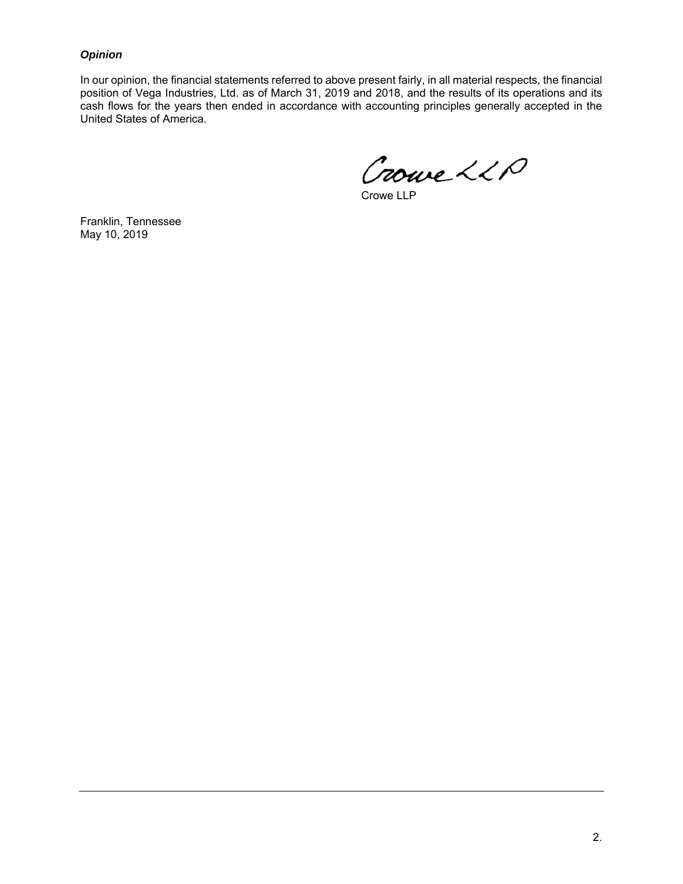***Opinion***

In our opinion, the financial statements referred to above present fairly, in all material respects, the financial position of Vega Industries, Ltd. as of March 31, 2019 and 2018, and the results of its operations and its cash flows for the years then ended in accordance with accounting principles generally accepted in the United States of America.

Crowe LLP

Crowe LLP

Franklin, Tennessee
May 10, 2019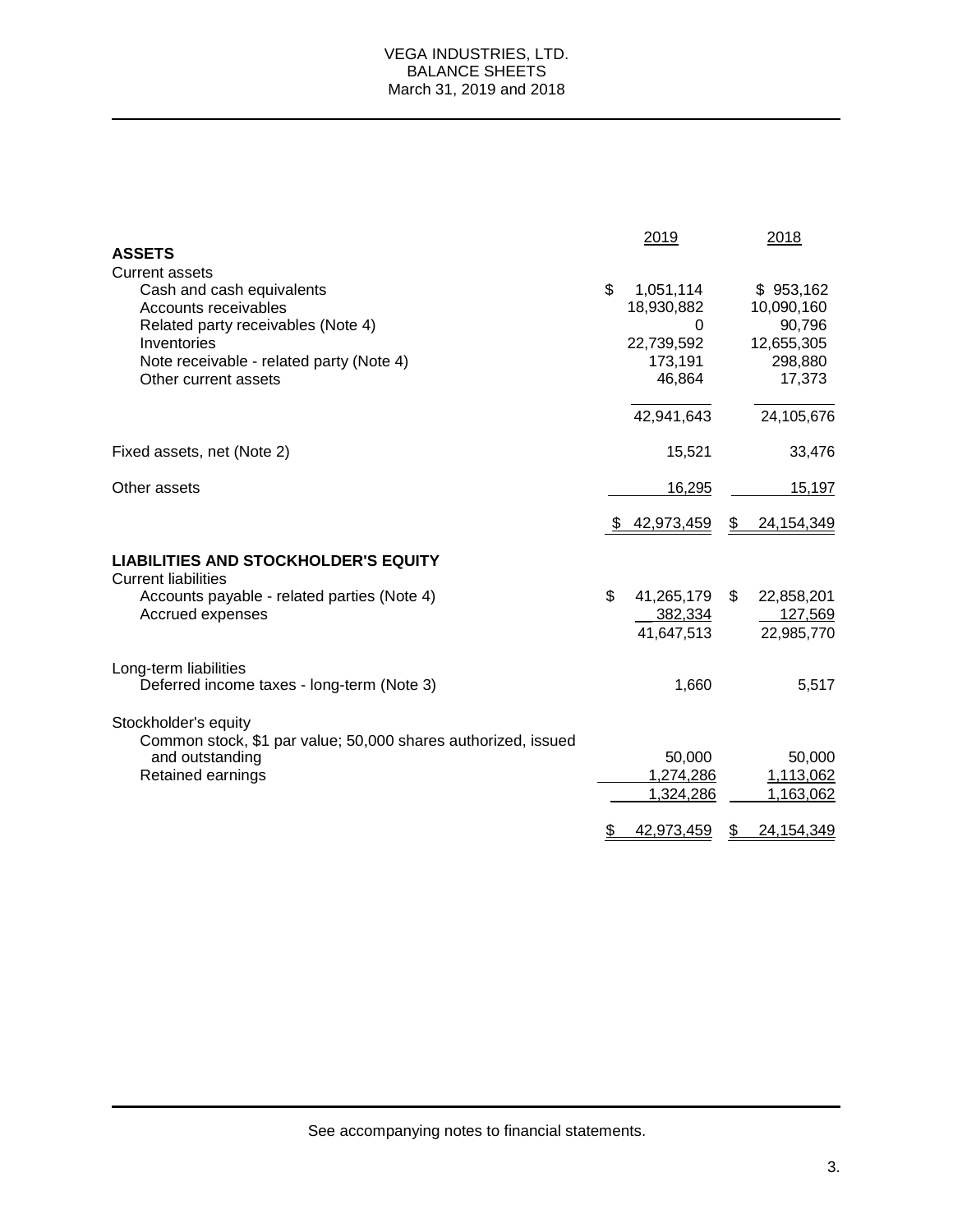# VEGA INDUSTRIES, LTD.
## BALANCE SHEETS
### March 31, 2019 and 2018

| | 2019 | 2018 |
|---|---|---|
| **ASSETS** | | |
| Current assets | | |
| Cash and cash equivalents | $ 1,051,114 | $ 953,162 |
| Accounts receivables | 18,930,882 | 10,090,160 |
| Related party receivables (Note 4) | 0 | 90,796 |
| Inventories | 22,739,592 | 12,655,305 |
| Note receivable - related party (Note 4) | 173,191 | 298,880 |
| Other current assets | 46,864 | 17,373 |
| | 42,941,643 | 24,105,676 |
| Fixed assets, net (Note 2) | 15,521 | 33,476 |
| Other assets | 16,295 | 15,197 |
| | $ 42,973,459 | $ 24,154,349 |
| **LIABILITIES AND STOCKHOLDER'S EQUITY** | | |
| Current liabilities | | |
| Accounts payable - related parties (Note 4) | $ 41,265,179 | $ 22,858,201 |
| Accrued expenses | 382,334 | 127,569 |
| | 41,647,513 | 22,985,770 |
| Long-term liabilities | | |
| Deferred income taxes - long-term (Note 3) | 1,660 | 5,517 |
| Stockholder's equity | | |
| Common stock, $1 par value; 50,000 shares authorized, issued and outstanding | 50,000 | 50,000 |
| Retained earnings | 1,274,286 | 1,113,062 |
| | 1,324,286 | 1,163,062 |
| | $ 42,973,459 | $ 24,154,349 |

See accompanying notes to financial statements.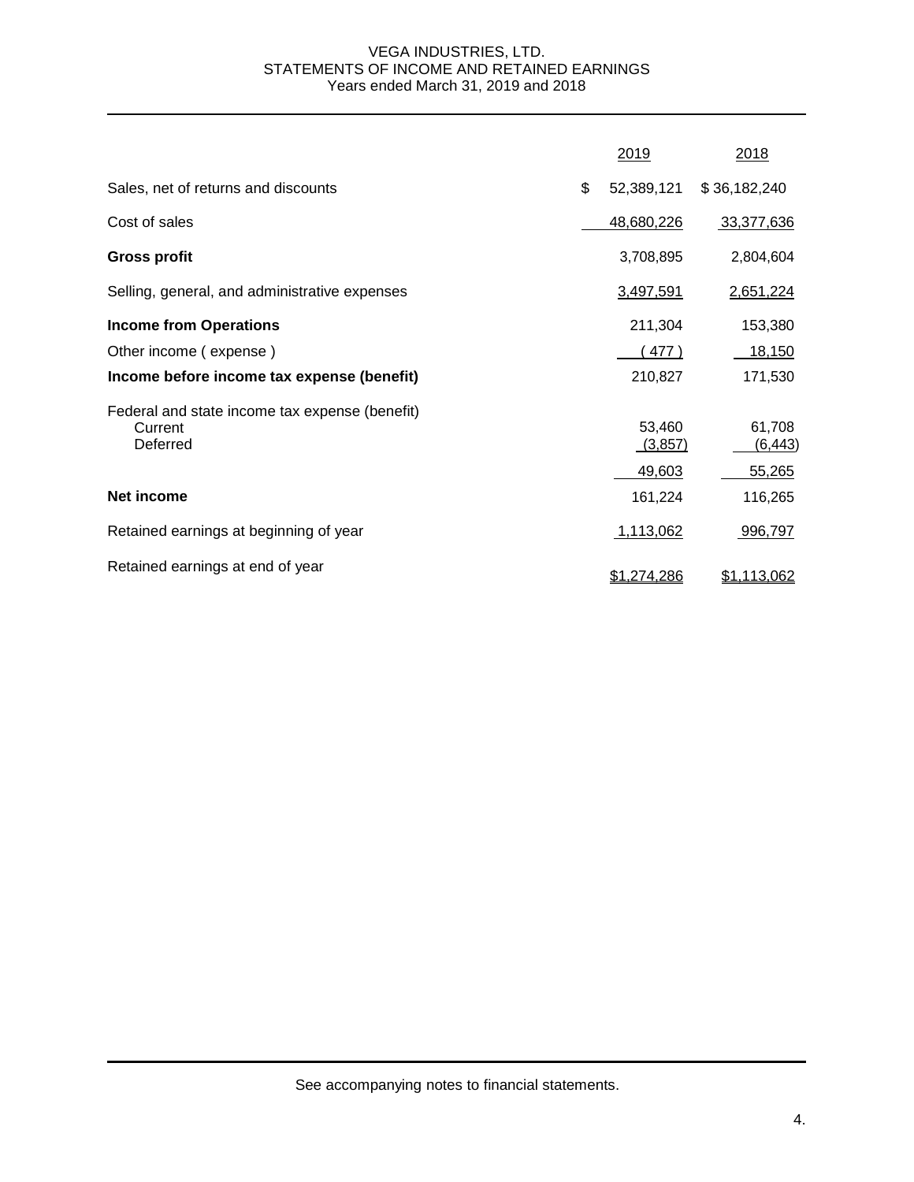# VEGA INDUSTRIES, LTD.
## STATEMENTS OF INCOME AND RETAINED EARNINGS
Years ended March 31, 2019 and 2018

| | 2019 | 2018 |
|---|---|---|
| Sales, net of returns and discounts | $ 52,389,121 | $ 36,182,240 |
| Cost of sales | 48,680,226 | 33,377,636 |
| **Gross profit** | 3,708,895 | 2,804,604 |
| Selling, general, and administrative expenses | 3,497,591 | 2,651,224 |
| **Income from Operations** | 211,304 | 153,380 |
| Other income ( expense ) | ( 477 ) | 18,150 |
| **Income before income tax expense (benefit)** | 210,827 | 171,530 |
| Federal and state income tax expense (benefit) | | |
| Current | 53,460 | 61,708 |
| Deferred | (3,857) | (6,443) |
| | 49,603 | 55,265 |
| **Net income** | 161,224 | 116,265 |
| Retained earnings at beginning of year | 1,113,062 | 996,797 |
| Retained earnings at end of year | $1,274,286 | $1,113,062 |

See accompanying notes to financial statements.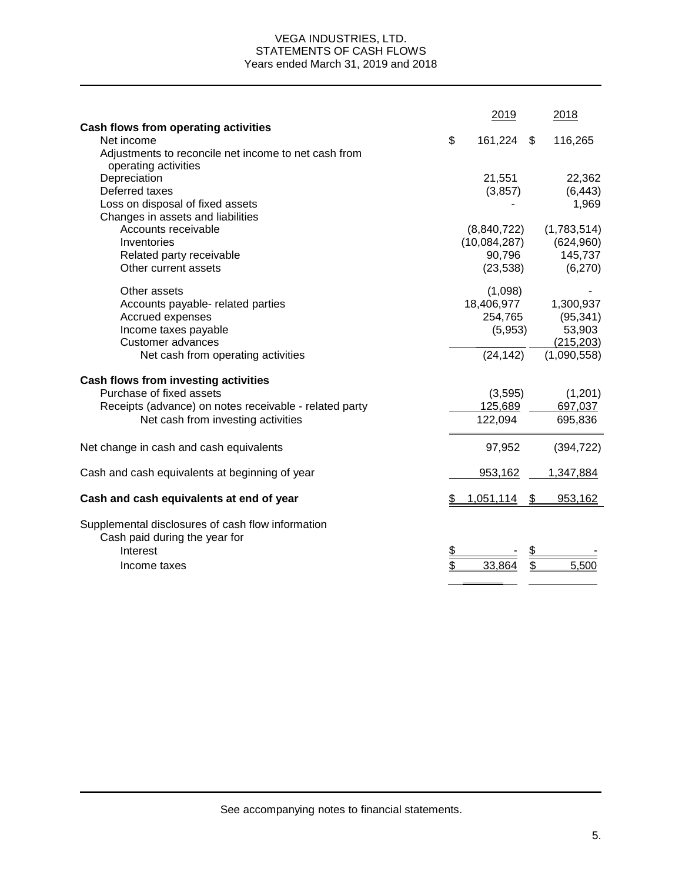VEGA INDUSTRIES, LTD.
STATEMENTS OF CASH FLOWS
Years ended March 31, 2019 and 2018

| | 2019 | 2018 |
|---|---|---|
| **Cash flows from operating activities** | | |
| Net income | $ 161,224 | $ 116,265 |
| Adjustments to reconcile net income to net cash from operating activities | | |
| Depreciation | 21,551 | 22,362 |
| Deferred taxes | (3,857) | (6,443) |
| Loss on disposal of fixed assets | - | 1,969 |
| Changes in assets and liabilities | | |
| Accounts receivable | (8,840,722) | (1,783,514) |
| Inventories | (10,084,287) | (624,960) |
| Related party receivable | 90,796 | 145,737 |
| Other current assets | (23,538) | (6,270) |
| Other assets | (1,098) | - |
| Accounts payable- related parties | 18,406,977 | 1,300,937 |
| Accrued expenses | 254,765 | (95,341) |
| Income taxes payable | (5,953) | 53,903 |
| Customer advances | | (215,203) |
| Net cash from operating activities | (24,142) | (1,090,558) |
| **Cash flows from investing activities** | | |
| Purchase of fixed assets | (3,595) | (1,201) |
| Receipts (advance) on notes receivable - related party | 125,689 | 697,037 |
| Net cash from investing activities | 122,094 | 695,836 |
| Net change in cash and cash equivalents | 97,952 | (394,722) |
| Cash and cash equivalents at beginning of year | 953,162 | 1,347,884 |
| **Cash and cash equivalents at end of year** | $ 1,051,114 | $ 953,162 |
| Supplemental disclosures of cash flow information | | |
| Cash paid during the year for | | |
| Interest | $ - | $ - |
| Income taxes | $ 33,864 | $ 5,500 |

See accompanying notes to financial statements.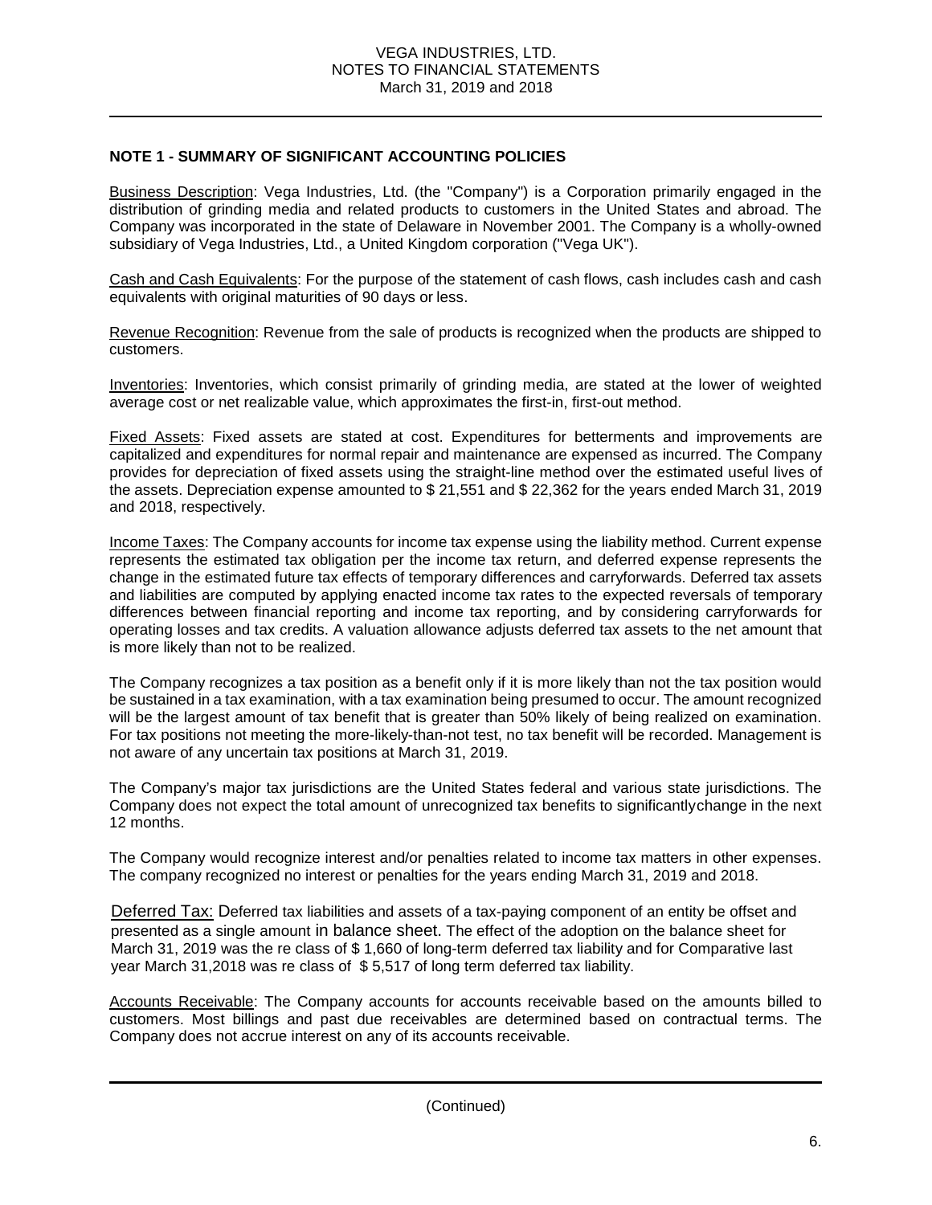VEGA INDUSTRIES, LTD.
NOTES TO FINANCIAL STATEMENTS
March 31, 2019 and 2018

## NOTE 1 - SUMMARY OF SIGNIFICANT ACCOUNTING POLICIES

Business Description: Vega Industries, Ltd. (the "Company") is a Corporation primarily engaged in the distribution of grinding media and related products to customers in the United States and abroad. The Company was incorporated in the state of Delaware in November 2001. The Company is a wholly-owned subsidiary of Vega Industries, Ltd., a United Kingdom corporation ("Vega UK").

Cash and Cash Equivalents: For the purpose of the statement of cash flows, cash includes cash and cash equivalents with original maturities of 90 days or less.

Revenue Recognition: Revenue from the sale of products is recognized when the products are shipped to customers.

Inventories: Inventories, which consist primarily of grinding media, are stated at the lower of weighted average cost or net realizable value, which approximates the first-in, first-out method.

Fixed Assets: Fixed assets are stated at cost. Expenditures for betterments and improvements are capitalized and expenditures for normal repair and maintenance are expensed as incurred. The Company provides for depreciation of fixed assets using the straight-line method over the estimated useful lives of the assets. Depreciation expense amounted to $ 21,551 and $ 22,362 for the years ended March 31, 2019 and 2018, respectively.

Income Taxes: The Company accounts for income tax expense using the liability method. Current expense represents the estimated tax obligation per the income tax return, and deferred expense represents the change in the estimated future tax effects of temporary differences and carryforwards. Deferred tax assets and liabilities are computed by applying enacted income tax rates to the expected reversals of temporary differences between financial reporting and income tax reporting, and by considering carryforwards for operating losses and tax credits. A valuation allowance adjusts deferred tax assets to the net amount that is more likely than not to be realized.

The Company recognizes a tax position as a benefit only if it is more likely than not the tax position would be sustained in a tax examination, with a tax examination being presumed to occur. The amount recognized will be the largest amount of tax benefit that is greater than 50% likely of being realized on examination. For tax positions not meeting the more-likely-than-not test, no tax benefit will be recorded. Management is not aware of any uncertain tax positions at March 31, 2019.

The Company's major tax jurisdictions are the United States federal and various state jurisdictions. The Company does not expect the total amount of unrecognized tax benefits to significantlychange in the next 12 months.

The Company would recognize interest and/or penalties related to income tax matters in other expenses. The company recognized no interest or penalties for the years ending March 31, 2019 and 2018.

Deferred Tax: Deferred tax liabilities and assets of a tax-paying component of an entity be offset and presented as a single amount in balance sheet. The effect of the adoption on the balance sheet for March 31, 2019 was the re class of $ 1,660 of long-term deferred tax liability and for Comparative last year March 31,2018 was re class of $ 5,517 of long term deferred tax liability.

Accounts Receivable: The Company accounts for accounts receivable based on the amounts billed to customers. Most billings and past due receivables are determined based on contractual terms. The Company does not accrue interest on any of its accounts receivable.

(Continued)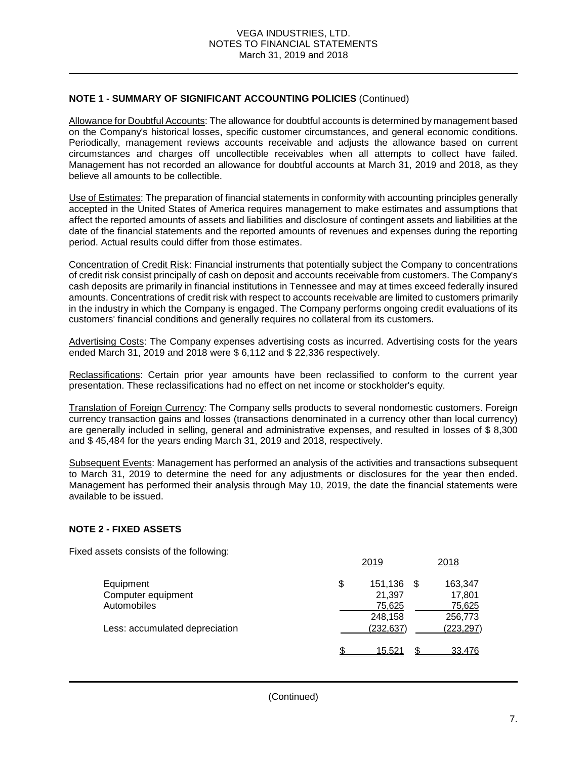## NOTE 1 - SUMMARY OF SIGNIFICANT ACCOUNTING POLICIES (Continued)

Allowance for Doubtful Accounts: The allowance for doubtful accounts is determined by management based on the Company's historical losses, specific customer circumstances, and general economic conditions. Periodically, management reviews accounts receivable and adjusts the allowance based on current circumstances and charges off uncollectible receivables when all attempts to collect have failed. Management has not recorded an allowance for doubtful accounts at March 31, 2019 and 2018, as they believe all amounts to be collectible.

Use of Estimates: The preparation of financial statements in conformity with accounting principles generally accepted in the United States of America requires management to make estimates and assumptions that affect the reported amounts of assets and liabilities and disclosure of contingent assets and liabilities at the date of the financial statements and the reported amounts of revenues and expenses during the reporting period. Actual results could differ from those estimates.

Concentration of Credit Risk: Financial instruments that potentially subject the Company to concentrations of credit risk consist principally of cash on deposit and accounts receivable from customers. The Company's cash deposits are primarily in financial institutions in Tennessee and may at times exceed federally insured amounts. Concentrations of credit risk with respect to accounts receivable are limited to customers primarily in the industry in which the Company is engaged. The Company performs ongoing credit evaluations of its customers' financial conditions and generally requires no collateral from its customers.

Advertising Costs: The Company expenses advertising costs as incurred. Advertising costs for the years ended March 31, 2019 and 2018 were $ 6,112 and $ 22,336 respectively.

Reclassifications: Certain prior year amounts have been reclassified to conform to the current year presentation. These reclassifications had no effect on net income or stockholder's equity.

Translation of Foreign Currency: The Company sells products to several nondomestic customers. Foreign currency transaction gains and losses (transactions denominated in a currency other than local currency) are generally included in selling, general and administrative expenses, and resulted in losses of $ 8,300 and $ 45,484 for the years ending March 31, 2019 and 2018, respectively.

Subsequent Events: Management has performed an analysis of the activities and transactions subsequent to March 31, 2019 to determine the need for any adjustments or disclosures for the year then ended. Management has performed their analysis through May 10, 2019, the date the financial statements were available to be issued.

## NOTE 2 - FIXED ASSETS

Fixed assets consists of the following:

| | 2019 | 2018 |
|---|---|---|
| Equipment | $ 151,136 | $ 163,347 |
| Computer equipment | 21,397 | 17,801 |
| Automobiles | 75,625 | 75,625 |
| | 248,158 | 256,773 |
| Less: accumulated depreciation | (232,637) | (223,297) |
| | $ 15,521 | $ 33,476 |

(Continued)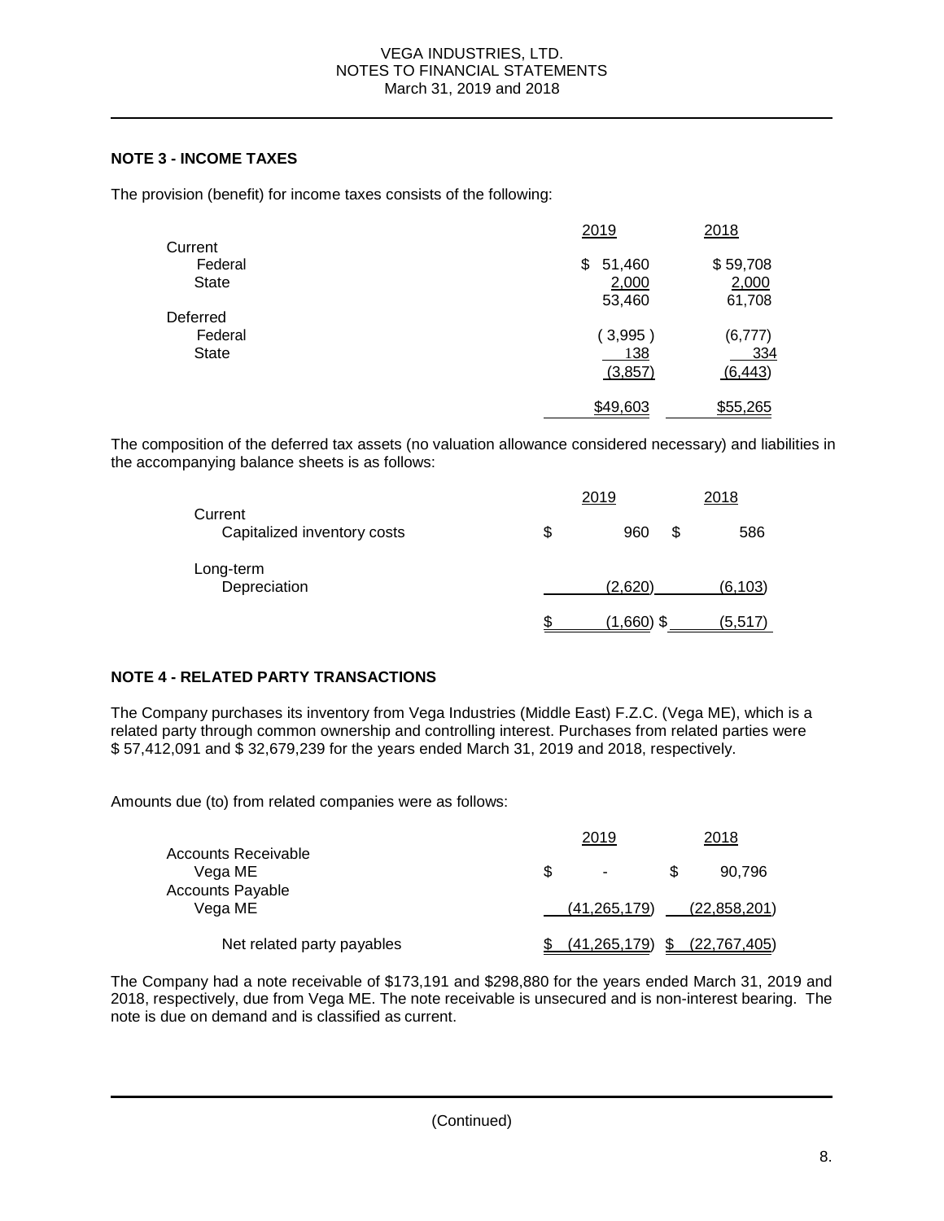## NOTE 3 - INCOME TAXES

The provision (benefit) for income taxes consists of the following:

| | 2019 | 2018 |
|---|---|---|
| Current | | |
| Federal | $ 51,460 | $ 59,708 |
| State | 2,000 | 2,000 |
| | 53,460 | 61,708 |
| Deferred | | |
| Federal | ( 3,995 ) | (6,777) |
| State | 138 | 334 |
| | (3,857) | (6,443) |
| | $49,603 | $55,265 |

The composition of the deferred tax assets (no valuation allowance considered necessary) and liabilities in the accompanying balance sheets is as follows:

| | 2019 | 2018 |
|---|---|---|
| Current | | |
| Capitalized inventory costs | $ 960 | $ 586 |
| Long-term | | |
| Depreciation | (2,620) | (6,103) |
| | $ (1,660) | $ (5,517) |

## NOTE 4 - RELATED PARTY TRANSACTIONS

The Company purchases its inventory from Vega Industries (Middle East) F.Z.C. (Vega ME), which is a related party through common ownership and controlling interest. Purchases from related parties were $ 57,412,091 and $ 32,679,239 for the years ended March 31, 2019 and 2018, respectively.

Amounts due (to) from related companies were as follows:

| | 2019 | 2018 |
|---|---|---|
| Accounts Receivable | | |
| Vega ME | $ - | $ 90,796 |
| Accounts Payable | | |
| Vega ME | (41,265,179) | (22,858,201) |
| Net related party payables | $ (41,265,179) | $ (22,767,405) |

The Company had a note receivable of $173,191 and $298,880 for the years ended March 31, 2019 and 2018, respectively, due from Vega ME. The note receivable is unsecured and is non-interest bearing. The note is due on demand and is classified as current.

(Continued)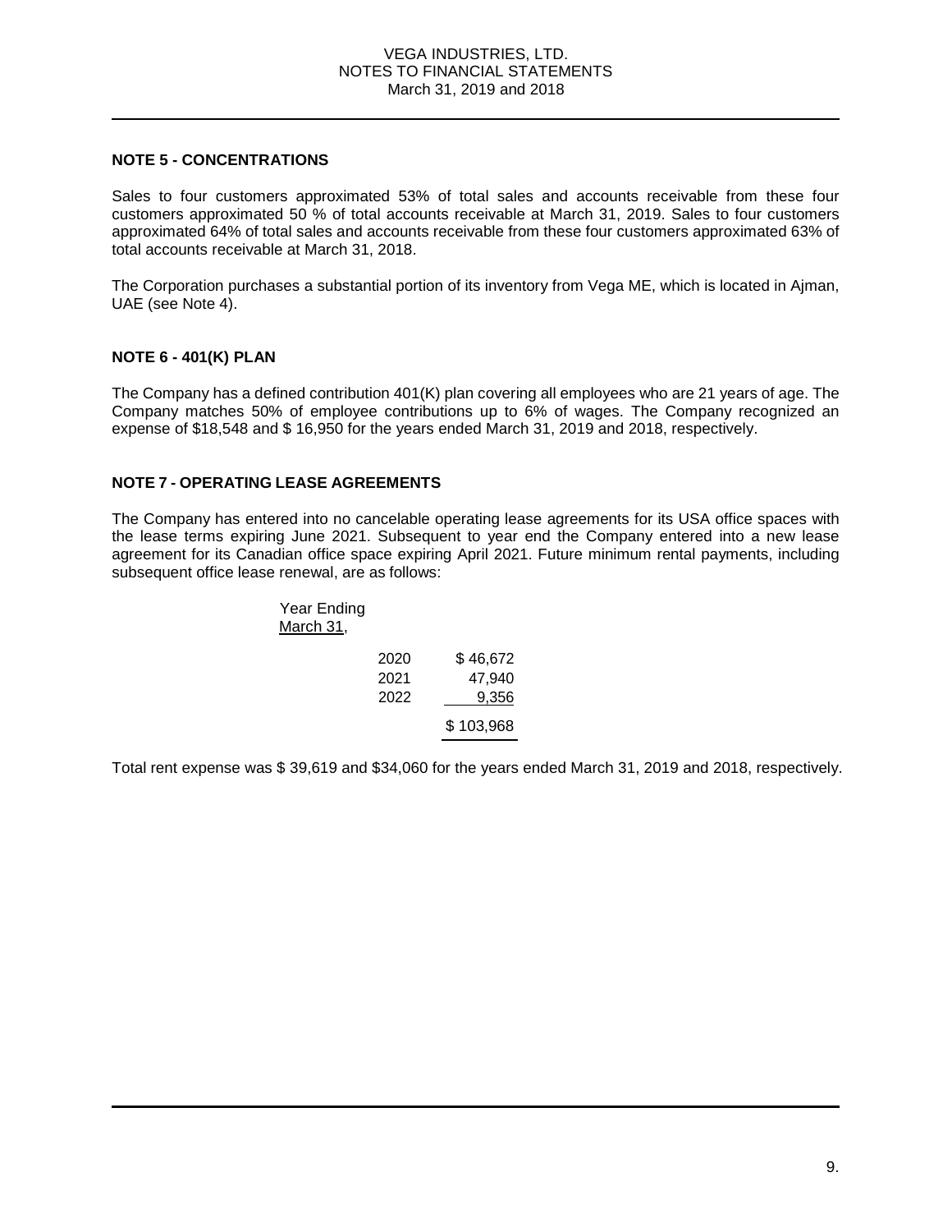## NOTE 5 - CONCENTRATIONS

Sales to four customers approximated 53% of total sales and accounts receivable from these four customers approximated 50 % of total accounts receivable at March 31, 2019. Sales to four customers approximated 64% of total sales and accounts receivable from these four customers approximated 63% of total accounts receivable at March 31, 2018.

The Corporation purchases a substantial portion of its inventory from Vega ME, which is located in Ajman, UAE (see Note 4).

## NOTE 6 - 401(K) PLAN

The Company has a defined contribution 401(K) plan covering all employees who are 21 years of age. The Company matches 50% of employee contributions up to 6% of wages. The Company recognized an expense of $18,548 and $ 16,950 for the years ended March 31, 2019 and 2018, respectively.

## NOTE 7 - OPERATING LEASE AGREEMENTS

The Company has entered into no cancelable operating lease agreements for its USA office spaces with the lease terms expiring June 2021. Subsequent to year end the Company entered into a new lease agreement for its Canadian office space expiring April 2021. Future minimum rental payments, including subsequent office lease renewal, are as follows:

| Year Ending March 31, | |
|---|---|
| 2020 | $ 46,672 |
| 2021 | 47,940 |
| 2022 | 9,356 |
| | $ 103,968 |

Total rent expense was $ 39,619 and $34,060 for the years ended March 31, 2019 and 2018, respectively.